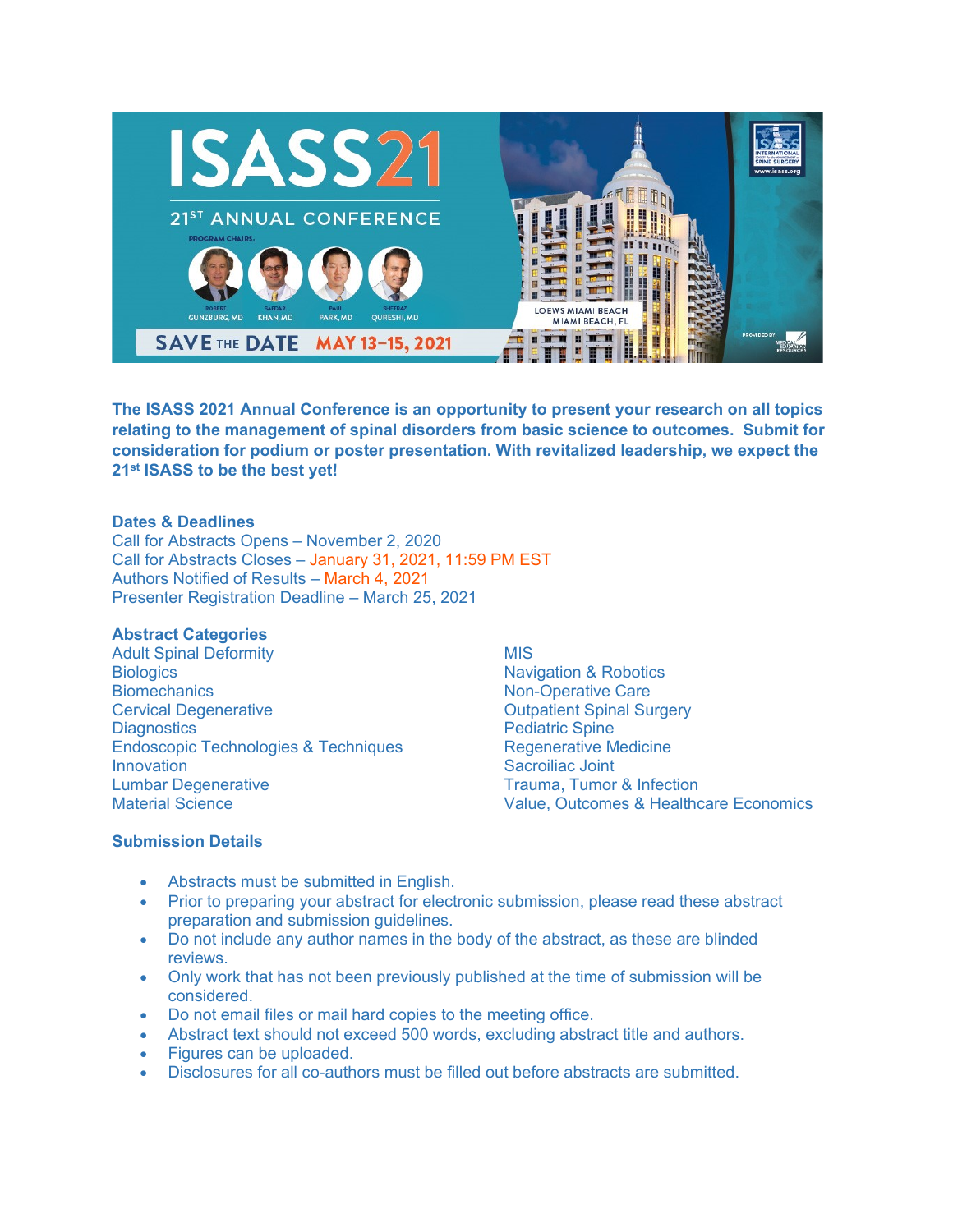# ISASS21

## 21ST ANNUAL CONFERENCE

PROGRAM CHAIRS:

ROBERT GUNZBURG, MD · SAFDAR KHAN, MD · PAUL PARK, MD · SHEERAZ QURESHI, MD

LOEWS MIAMI BEACH
MIAMI BEACH, FL

**SAVE THE DATE MAY 13–15, 2021**

**The ISASS 2021 Annual Conference is an opportunity to present your research on all topics relating to the management of spinal disorders from basic science to outcomes. Submit for consideration for podium or poster presentation. With revitalized leadership, we expect the 21st ISASS to be the best yet!**

### Dates & Deadlines

Call for Abstracts Opens – November 2, 2020
Call for Abstracts Closes – January 31, 2021, 11:59 PM EST
Authors Notified of Results – March 4, 2021
Presenter Registration Deadline – March 25, 2021

### Abstract Categories

Adult Spinal Deformity
Biologics
Biomechanics
Cervical Degenerative
Diagnostics
Endoscopic Technologies & Techniques
Innovation
Lumbar Degenerative
Material Science
MIS
Navigation & Robotics
Non-Operative Care
Outpatient Spinal Surgery
Pediatric Spine
Regenerative Medicine
Sacroiliac Joint
Trauma, Tumor & Infection
Value, Outcomes & Healthcare Economics

### Submission Details

- Abstracts must be submitted in English.
- Prior to preparing your abstract for electronic submission, please read these abstract preparation and submission guidelines.
- Do not include any author names in the body of the abstract, as these are blinded reviews.
- Only work that has not been previously published at the time of submission will be considered.
- Do not email files or mail hard copies to the meeting office.
- Abstract text should not exceed 500 words, excluding abstract title and authors.
- Figures can be uploaded.
- Disclosures for all co-authors must be filled out before abstracts are submitted.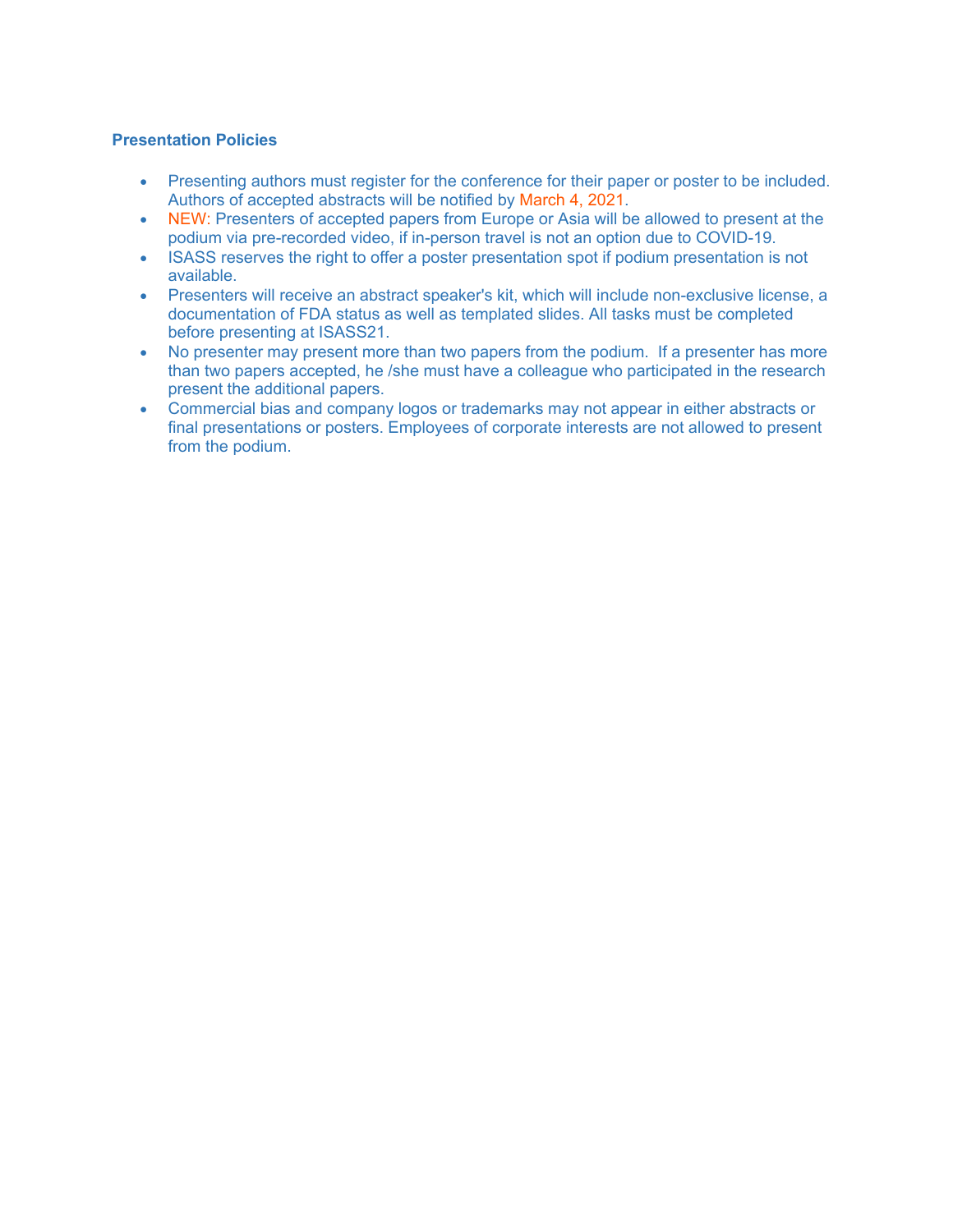### Presentation Policies

- Presenting authors must register for the conference for their paper or poster to be included. Authors of accepted abstracts will be notified by March 4, 2021.
- NEW: Presenters of accepted papers from Europe or Asia will be allowed to present at the podium via pre-recorded video, if in-person travel is not an option due to COVID-19.
- ISASS reserves the right to offer a poster presentation spot if podium presentation is not available.
- Presenters will receive an abstract speaker's kit, which will include non-exclusive license, a documentation of FDA status as well as templated slides. All tasks must be completed before presenting at ISASS21.
- No presenter may present more than two papers from the podium. If a presenter has more than two papers accepted, he /she must have a colleague who participated in the research present the additional papers.
- Commercial bias and company logos or trademarks may not appear in either abstracts or final presentations or posters. Employees of corporate interests are not allowed to present from the podium.